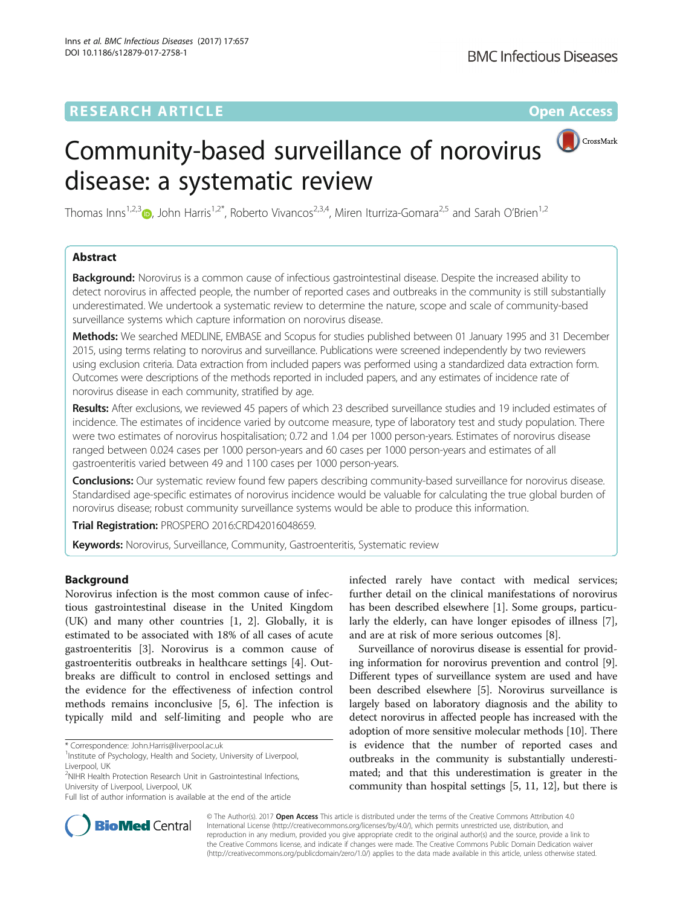RESEARCH ARTICLE

Open Access

# Community-based surveillance of norovirus disease: a systematic review

Thomas Inns[1,2,3], John Harris[1,2*], Roberto Vivancos[2,3,4], Miren Iturriza-Gomara[2,5] and Sarah O'Brien[1,2]

## Abstract

**Background:** Norovirus is a common cause of infectious gastrointestinal disease. Despite the increased ability to detect norovirus in affected people, the number of reported cases and outbreaks in the community is still substantially underestimated. We undertook a systematic review to determine the nature, scope and scale of community-based surveillance systems which capture information on norovirus disease.

**Methods:** We searched MEDLINE, EMBASE and Scopus for studies published between 01 January 1995 and 31 December 2015, using terms relating to norovirus and surveillance. Publications were screened independently by two reviewers using exclusion criteria. Data extraction from included papers was performed using a standardized data extraction form. Outcomes were descriptions of the methods reported in included papers, and any estimates of incidence rate of norovirus disease in each community, stratified by age.

**Results:** After exclusions, we reviewed 45 papers of which 23 described surveillance studies and 19 included estimates of incidence. The estimates of incidence varied by outcome measure, type of laboratory test and study population. There were two estimates of norovirus hospitalisation; 0.72 and 1.04 per 1000 person-years. Estimates of norovirus disease ranged between 0.024 cases per 1000 person-years and 60 cases per 1000 person-years and estimates of all gastroenteritis varied between 49 and 1100 cases per 1000 person-years.

**Conclusions:** Our systematic review found few papers describing community-based surveillance for norovirus disease. Standardised age-specific estimates of norovirus incidence would be valuable for calculating the true global burden of norovirus disease; robust community surveillance systems would be able to produce this information.

**Trial Registration:** PROSPERO 2016:CRD42016048659.

**Keywords:** Norovirus, Surveillance, Community, Gastroenteritis, Systematic review

## Background

Norovirus infection is the most common cause of infectious gastrointestinal disease in the United Kingdom (UK) and many other countries [1, 2]. Globally, it is estimated to be associated with 18% of all cases of acute gastroenteritis [3]. Norovirus is a common cause of gastroenteritis outbreaks in healthcare settings [4]. Outbreaks are difficult to control in enclosed settings and the evidence for the effectiveness of infection control methods remains inconclusive [5, 6]. The infection is typically mild and self-limiting and people who are infected rarely have contact with medical services; further detail on the clinical manifestations of norovirus has been described elsewhere [1]. Some groups, particularly the elderly, can have longer episodes of illness [7], and are at risk of more serious outcomes [8].

Surveillance of norovirus disease is essential for providing information for norovirus prevention and control [9]. Different types of surveillance system are used and have been described elsewhere [5]. Norovirus surveillance is largely based on laboratory diagnosis and the ability to detect norovirus in affected people has increased with the adoption of more sensitive molecular methods [10]. There is evidence that the number of reported cases and outbreaks in the community is substantially underestimated; and that this underestimation is greater in the community than hospital settings [5, 11, 12], but there is

* Correspondence: John.Harris@liverpool.ac.uk

[1] Institute of Psychology, Health and Society, University of Liverpool, Liverpool, UK

[2] NIHR Health Protection Research Unit in Gastrointestinal Infections, University of Liverpool, Liverpool, UK

Full list of author information is available at the end of the article

© The Author(s). 2017 **Open Access** This article is distributed under the terms of the Creative Commons Attribution 4.0 International License (http://creativecommons.org/licenses/by/4.0/), which permits unrestricted use, distribution, and reproduction in any medium, provided you give appropriate credit to the original author(s) and the source, provide a link to the Creative Commons license, and indicate if changes were made. The Creative Commons Public Domain Dedication waiver (http://creativecommons.org/publicdomain/zero/1.0/) applies to the data made available in this article, unless otherwise stated.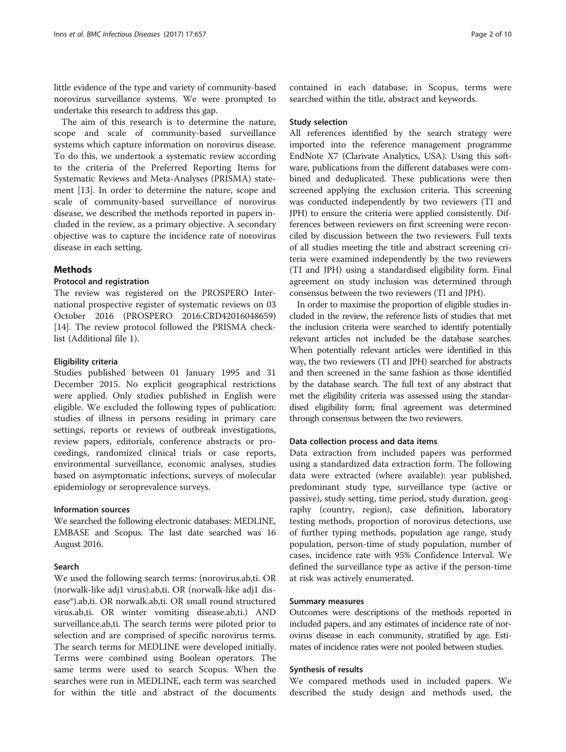little evidence of the type and variety of community-based norovirus surveillance systems. We were prompted to undertake this research to address this gap.

The aim of this research is to determine the nature, scope and scale of community-based surveillance systems which capture information on norovirus disease. To do this, we undertook a systematic review according to the criteria of the Preferred Reporting Items for Systematic Reviews and Meta-Analyses (PRISMA) statement [13]. In order to determine the nature, scope and scale of community-based surveillance of norovirus disease, we described the methods reported in papers included in the review, as a primary objective. A secondary objective was to capture the incidence rate of norovirus disease in each setting.

## Methods

### Protocol and registration

The review was registered on the PROSPERO International prospective register of systematic reviews on 03 October 2016 (PROSPERO 2016:CRD42016048659) [14]. The review protocol followed the PRISMA checklist (Additional file 1).

#### Eligibility criteria

Studies published between 01 January 1995 and 31 December 2015. No explicit geographical restrictions were applied. Only studies published in English were eligible. We excluded the following types of publication: studies of illness in persons residing in primary care settings, reports or reviews of outbreak investigations, review papers, editorials, conference abstracts or proceedings, randomized clinical trials or case reports, environmental surveillance, economic analyses, studies based on asymptomatic infections, surveys of molecular epidemiology or seroprevalence surveys.

#### Information sources

We searched the following electronic databases: MEDLINE, EMBASE and Scopus. The last date searched was 16 August 2016.

#### Search

We used the following search terms: (norovirus.ab,ti. OR (norwalk-like adj1 virus).ab,ti. OR (norwalk-like adj1 disease*).ab,ti. OR norwalk.ab,ti. OR small round structured virus.ab,ti. OR winter vomiting disease.ab,ti.) AND surveillance.ab,ti. The search terms were piloted prior to selection and are comprised of specific norovirus terms. The search terms for MEDLINE were developed initially. Terms were combined using Boolean operators. The same terms were used to search Scopus. When the searches were run in MEDLINE, each term was searched for within the title and abstract of the documents contained in each database; in Scopus, terms were searched within the title, abstract and keywords.

#### Study selection

All references identified by the search strategy were imported into the reference management programme EndNote X7 (Clarivate Analytics, USA). Using this software, publications from the different databases were combined and deduplicated. These publications were then screened applying the exclusion criteria. This screening was conducted independently by two reviewers (TI and JPH) to ensure the criteria were applied consistently. Differences between reviewers on first screening were reconciled by discussion between the two reviewers. Full texts of all studies meeting the title and abstract screening criteria were examined independently by the two reviewers (TI and JPH) using a standardised eligibility form. Final agreement on study inclusion was determined through consensus between the two reviewers (TI and JPH).

In order to maximise the proportion of eligible studies included in the review, the reference lists of studies that met the inclusion criteria were searched to identify potentially relevant articles not included be the database searches. When potentially relevant articles were identified in this way, the two reviewers (TI and JPH) searched for abstracts and then screened in the same fashion as those identified by the database search. The full text of any abstract that met the eligibility criteria was assessed using the standardised eligibility form; final agreement was determined through consensus between the two reviewers.

#### Data collection process and data items

Data extraction from included papers was performed using a standardized data extraction form. The following data were extracted (where available): year published, predominant study type, surveillance type (active or passive), study setting, time period, study duration, geography (country, region), case definition, laboratory testing methods, proportion of norovirus detections, use of further typing methods, population age range, study population, person-time of study population, number of cases, incidence rate with 95% Confidence Interval. We defined the surveillance type as active if the person-time at risk was actively enumerated.

#### Summary measures

Outcomes were descriptions of the methods reported in included papers, and any estimates of incidence rate of norovirus disease in each community, stratified by age. Estimates of incidence rates were not pooled between studies.

#### Synthesis of results

We compared methods used in included papers. We described the study design and methods used, the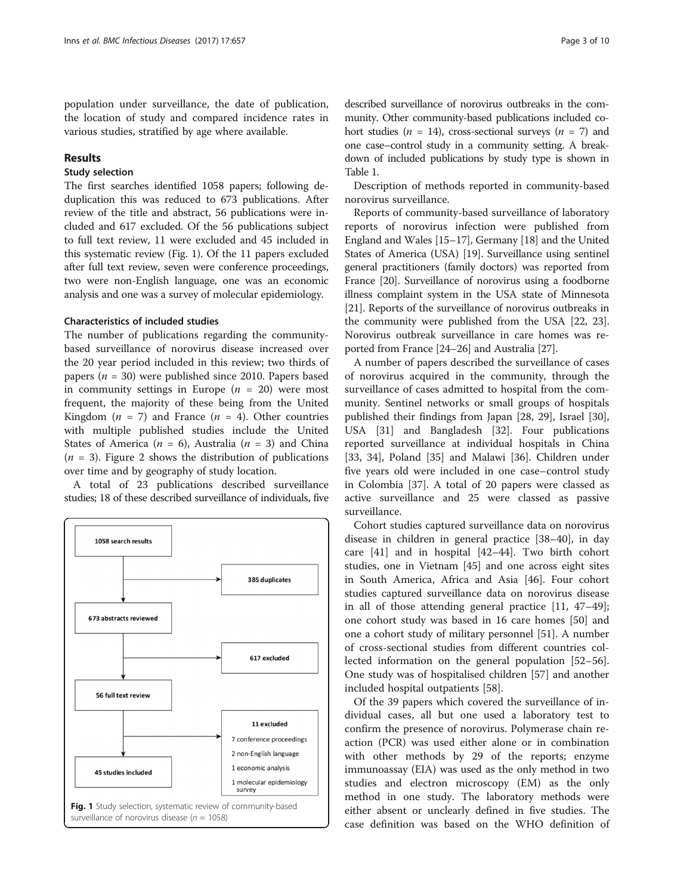population under surveillance, the date of publication, the location of study and compared incidence rates in various studies, stratified by age where available.

## Results

### Study selection

The first searches identified 1058 papers; following de-duplication this was reduced to 673 publications. After review of the title and abstract, 56 publications were included and 617 excluded. Of the 56 publications subject to full text review, 11 were excluded and 45 included in this systematic review (Fig. 1). Of the 11 papers excluded after full text review, seven were conference proceedings, two were non-English language, one was an economic analysis and one was a survey of molecular epidemiology.

### Characteristics of included studies

The number of publications regarding the community-based surveillance of norovirus disease increased over the 20 year period included in this review; two thirds of papers ($n$ = 30) were published since 2010. Papers based in community settings in Europe ($n$ = 20) were most frequent, the majority of these being from the United Kingdom ($n$ = 7) and France ($n$ = 4). Other countries with multiple published studies include the United States of America ($n$ = 6), Australia ($n$ = 3) and China ($n$ = 3). Figure 2 shows the distribution of publications over time and by geography of study location.

A total of 23 publications described surveillance studies; 18 of these described surveillance of individuals, five described surveillance of norovirus outbreaks in the community. Other community-based publications included cohort studies ($n$ = 14), cross-sectional surveys ($n$ = 7) and one case–control study in a community setting. A breakdown of included publications by study type is shown in Table 1.

1058 search results → 385 duplicates → 673 abstracts reviewed → 617 excluded → 56 full text review → 11 excluded (7 conference proceedings, 2 non-English language, 1 economic analysis, 1 molecular epidemiology survey) → 45 studies included

**Fig. 1** Study selection, systematic review of community-based surveillance of norovirus disease ($n$ = 1058)

Description of methods reported in community-based norovirus surveillance.

Reports of community-based surveillance of laboratory reports of norovirus infection were published from England and Wales [15–17], Germany [18] and the United States of America (USA) [19]. Surveillance using sentinel general practitioners (family doctors) was reported from France [20]. Surveillance of norovirus using a foodborne illness complaint system in the USA state of Minnesota [21]. Reports of the surveillance of norovirus outbreaks in the community were published from the USA [22, 23]. Norovirus outbreak surveillance in care homes was reported from France [24–26] and Australia [27].

A number of papers described the surveillance of cases of norovirus acquired in the community, through the surveillance of cases admitted to hospital from the community. Sentinel networks or small groups of hospitals published their findings from Japan [28, 29], Israel [30], USA [31] and Bangladesh [32]. Four publications reported surveillance at individual hospitals in China [33, 34], Poland [35] and Malawi [36]. Children under five years old were included in one case–control study in Colombia [37]. A total of 20 papers were classed as active surveillance and 25 were classed as passive surveillance.

Cohort studies captured surveillance data on norovirus disease in children in general practice [38–40], in day care [41] and in hospital [42–44]. Two birth cohort studies, one in Vietnam [45] and one across eight sites in South America, Africa and Asia [46]. Four cohort studies captured surveillance data on norovirus disease in all of those attending general practice [11, 47–49]; one cohort study was based in 16 care homes [50] and one a cohort study of military personnel [51]. A number of cross-sectional studies from different countries collected information on the general population [52–56]. One study was of hospitalised children [57] and another included hospital outpatients [58].

Of the 39 papers which covered the surveillance of individual cases, all but one used a laboratory test to confirm the presence of norovirus. Polymerase chain reaction (PCR) was used either alone or in combination with other methods by 29 of the reports; enzyme immunoassay (EIA) was used as the only method in two studies and electron microscopy (EM) as the only method in one study. The laboratory methods were either absent or unclearly defined in five studies. The case definition was based on the WHO definition of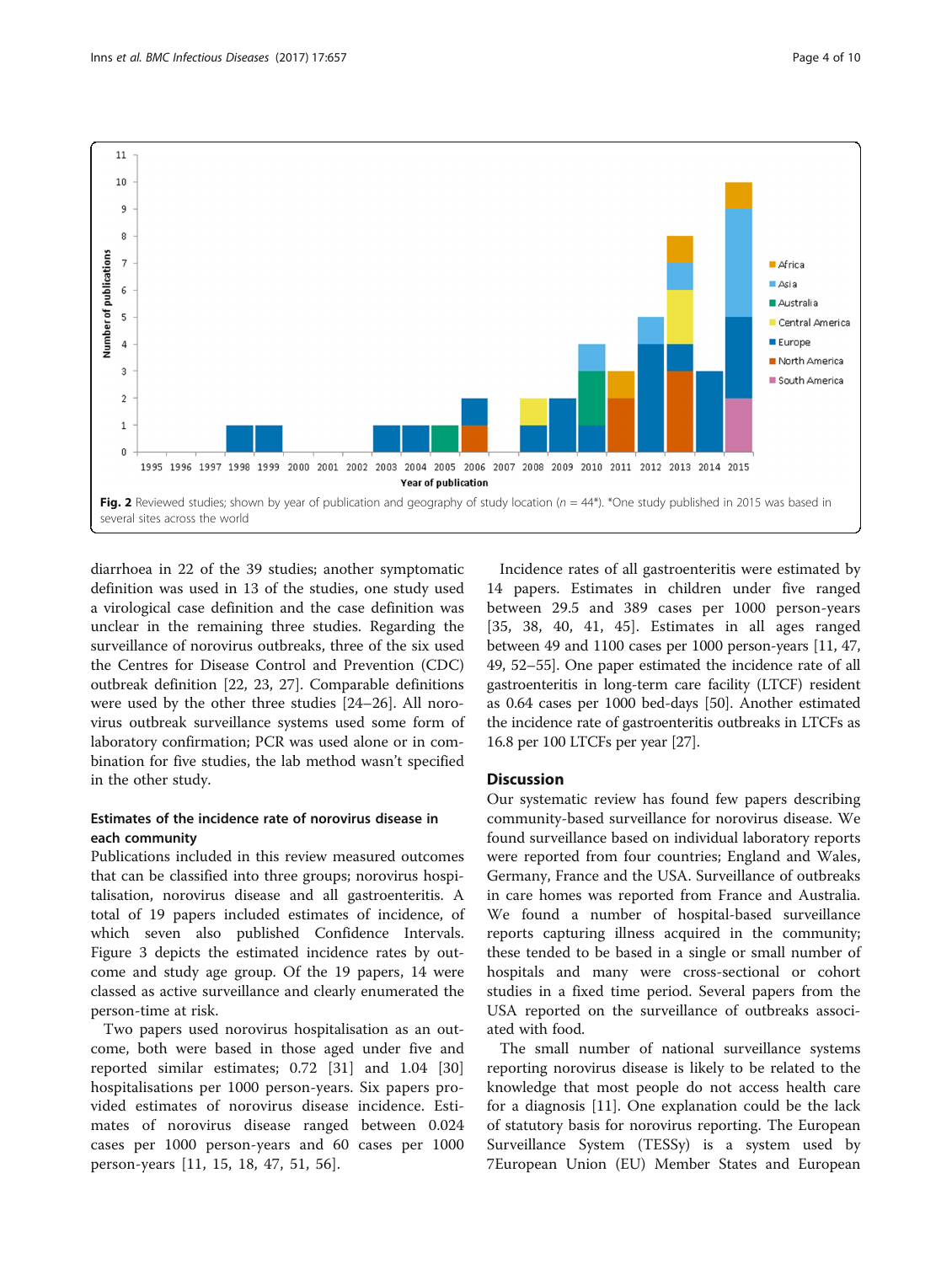Fig. 2 Reviewed studies; shown by year of publication and geography of study location (n = 44*). *One study published in 2015 was based in several sites across the world

diarrhoea in 22 of the 39 studies; another symptomatic definition was used in 13 of the studies, one study used a virological case definition and the case definition was unclear in the remaining three studies. Regarding the surveillance of norovirus outbreaks, three of the six used the Centres for Disease Control and Prevention (CDC) outbreak definition [22, 23, 27]. Comparable definitions were used by the other three studies [24–26]. All norovirus outbreak surveillance systems used some form of laboratory confirmation; PCR was used alone or in combination for five studies, the lab method wasn't specified in the other study.

### Estimates of the incidence rate of norovirus disease in each community

Publications included in this review measured outcomes that can be classified into three groups; norovirus hospitalisation, norovirus disease and all gastroenteritis. A total of 19 papers included estimates of incidence, of which seven also published Confidence Intervals. Figure 3 depicts the estimated incidence rates by outcome and study age group. Of the 19 papers, 14 were classed as active surveillance and clearly enumerated the person-time at risk.

Two papers used norovirus hospitalisation as an outcome, both were based in those aged under five and reported similar estimates; 0.72 [31] and 1.04 [30] hospitalisations per 1000 person-years. Six papers provided estimates of norovirus disease incidence. Estimates of norovirus disease ranged between 0.024 cases per 1000 person-years and 60 cases per 1000 person-years [11, 15, 18, 47, 51, 56].

Incidence rates of all gastroenteritis were estimated by 14 papers. Estimates in children under five ranged between 29.5 and 389 cases per 1000 person-years [35, 38, 40, 41, 45]. Estimates in all ages ranged between 49 and 1100 cases per 1000 person-years [11, 47, 49, 52–55]. One paper estimated the incidence rate of all gastroenteritis in long-term care facility (LTCF) resident as 0.64 cases per 1000 bed-days [50]. Another estimated the incidence rate of gastroenteritis outbreaks in LTCFs as 16.8 per 100 LTCFs per year [27].

## Discussion

Our systematic review has found few papers describing community-based surveillance for norovirus disease. We found surveillance based on individual laboratory reports were reported from four countries; England and Wales, Germany, France and the USA. Surveillance of outbreaks in care homes was reported from France and Australia. We found a number of hospital-based surveillance reports capturing illness acquired in the community; these tended to be based in a single or small number of hospitals and many were cross-sectional or cohort studies in a fixed time period. Several papers from the USA reported on the surveillance of outbreaks associated with food.

The small number of national surveillance systems reporting norovirus disease is likely to be related to the knowledge that most people do not access health care for a diagnosis [11]. One explanation could be the lack of statutory basis for norovirus reporting. The European Surveillance System (TESSy) is a system used by 7European Union (EU) Member States and European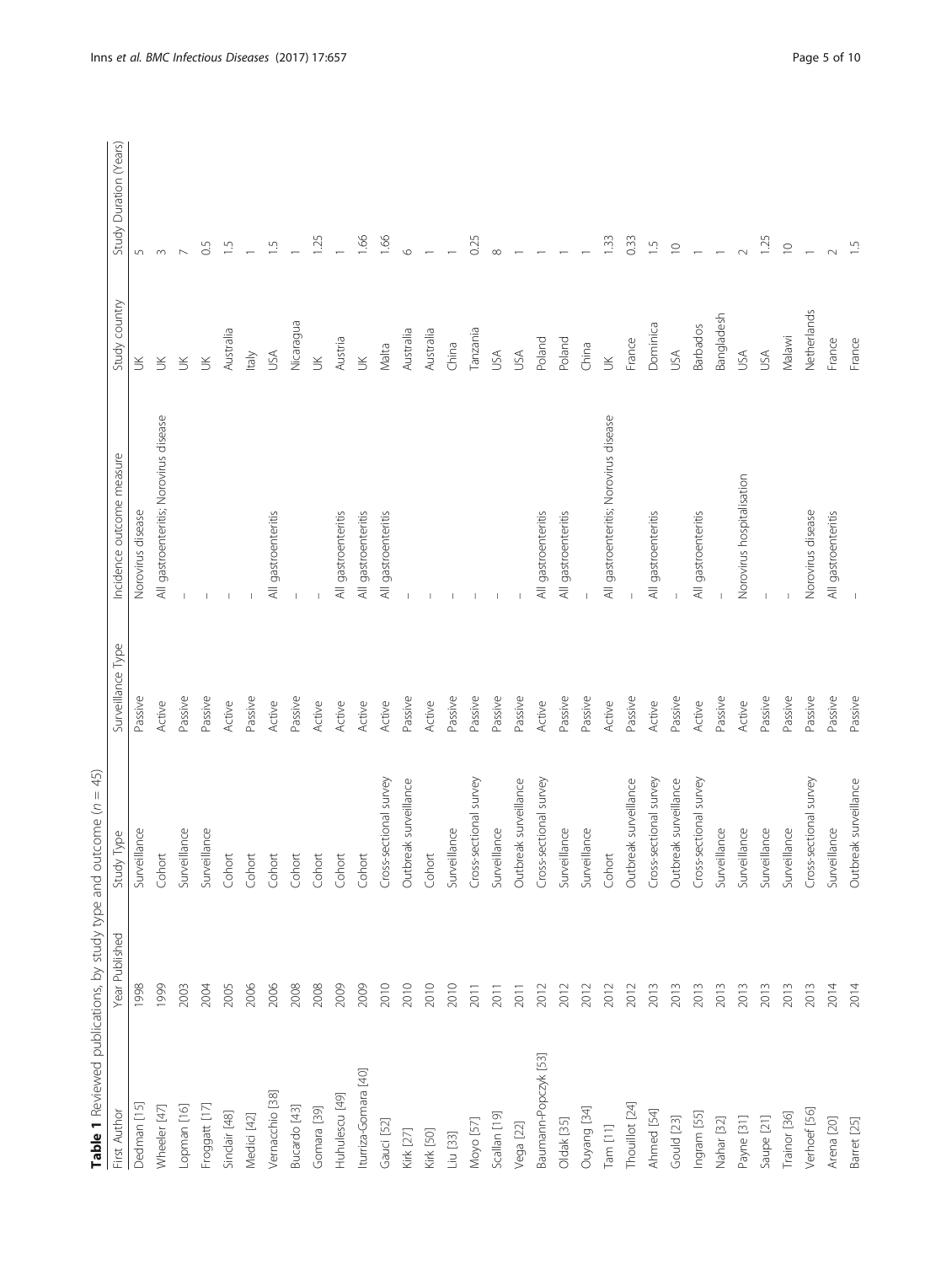**Table 1** Reviewed publications, by study type and outcome (*n* = 45)

| First Author | Year Published | Study Type | Surveillance Type | Incidence outcome measure | Study country | Study Duration (Years) |
|---|---|---|---|---|---|---|
| Dedman [15] | 1998 | Surveillance | Passive | Norovirus disease | UK | 5 |
| Wheeler [47] | 1999 | Cohort | Active | All gastroenteritis; Norovirus disease | UK | 3 |
| Lopman [16] | 2003 | Surveillance | Passive | - | UK | 7 |
| Froggatt [17] | 2004 | Surveillance | Passive | - | UK | 0.5 |
| Sinclair [48] | 2005 | Cohort | Active | - | Australia | 1.5 |
| Medici [42] | 2006 | Cohort | Passive | - | Italy | 1 |
| Vernacchio [38] | 2006 | Cohort | Active | All gastroenteritis | USA | 1.5 |
| Bucardo [43] | 2008 | Cohort | Passive | - | Nicaragua | 1 |
| Gomara [39] | 2008 | Cohort | Active | - | UK | 1.25 |
| Huhulescu [49] | 2009 | Cohort | Active | All gastroenteritis | Austria | 1 |
| Iturriza-Gomara [40] | 2009 | Cohort | Active | All gastroenteritis | UK | 1.66 |
| Gauci [52] | 2010 | Cross-sectional survey | Active | All gastroenteritis | Malta | 1.66 |
| Kirk [27] | 2010 | Outbreak surveillance | Passive | - | Australia | 6 |
| Kirk [50] | 2010 | Cohort | Active | - | Australia | 1 |
| Liu [33] | 2010 | Surveillance | Passive | - | China | 1 |
| Moyo [57] | 2011 | Cross-sectional survey | Passive | - | Tanzania | 0.25 |
| Scallan [19] | 2011 | Surveillance | Passive | - | USA | 8 |
| Vega [22] | 2011 | Outbreak surveillance | Passive | - | USA | 1 |
| Baumann-Popczyk [53] | 2012 | Cross-sectional survey | Active | All gastroenteritis | Poland | 1 |
| Oldak [35] | 2012 | Surveillance | Passive | All gastroenteritis | Poland | 1 |
| Ouyang [34] | 2012 | Surveillance | Passive | - | China | 1 |
| Tam [11] | 2012 | Cohort | Active | All gastroenteritis; Norovirus disease | UK | 1.33 |
| Thouillot [24] | 2012 | Outbreak surveillance | Passive | - | France | 0.33 |
| Ahmed [54] | 2013 | Cross-sectional survey | Active | All gastroenteritis | Dominica | 1.5 |
| Gould [23] | 2013 | Outbreak surveillance | Passive | - | USA | 10 |
| Ingram [55] | 2013 | Cross-sectional survey | Active | All gastroenteritis | Barbados | 1 |
| Nahar [32] | 2013 | Surveillance | Passive | - | Bangladesh | 1 |
| Payne [31] | 2013 | Surveillance | Active | Norovirus hospitalisation | USA | 2 |
| Saupe [21] | 2013 | Surveillance | Passive | - | USA | 1.25 |
| Trainor [36] | 2013 | Surveillance | Passive | - | Malawi | 10 |
| Verhoef [56] | 2013 | Cross-sectional survey | Passive | Norovirus disease | Netherlands | 1 |
| Arena [20] | 2014 | Surveillance | Passive | All gastroenteritis | France | 2 |
| Barret [25] | 2014 | Outbreak surveillance | Passive | - | France | 1.5 |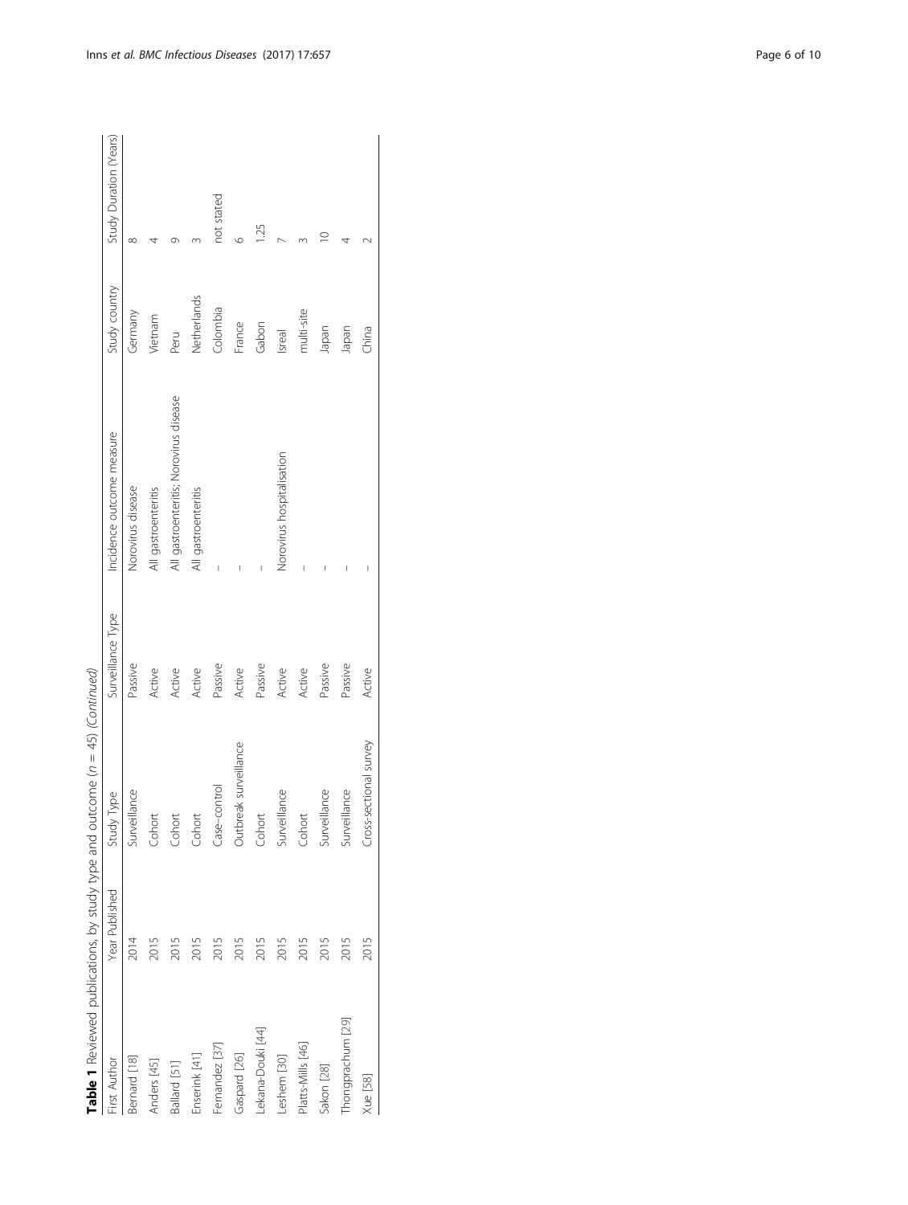**Table 1** Reviewed publications, by study type and outcome (*n* = 45) (*Continued*)

| First Author | Year Published | Study Type | Surveillance Type | Incidence outcome measure | Study country | Study Duration (Years) |
|---|---|---|---|---|---|---|
| Bernard [18] | 2014 | Surveillance | Passive | Norovirus disease | Germany | 8 |
| Anders [45] | 2015 | Cohort | Active | All gastroenteritis | Vietnam | 4 |
| Ballard [51] | 2015 | Cohort | Active | All gastroenteritis; Norovirus disease | Peru | 9 |
| Enserink [41] | 2015 | Cohort | Active | All gastroenteritis | Netherlands | 3 |
| Fernandez [37] | 2015 | Case–control | Passive | – | Colombia | not stated |
| Gaspard [26] | 2015 | Outbreak surveillance | Active | – | France | 6 |
| Lekana-Douki [44] | 2015 | Cohort | Passive | – | Gabon | 1.25 |
| Leshem [30] | 2015 | Surveillance | Active | Norovirus hospitalisation | Isreal | 7 |
| Platts-Mills [46] | 2015 | Cohort | Active | – | multi-site | 3 |
| Sakon [28] | 2015 | Surveillance | Passive | – | Japan | 10 |
| Thongprachum [29] | 2015 | Surveillance | Passive | – | Japan | 4 |
| Xue [58] | 2015 | Cross-sectional survey | Active | – | China | 2 |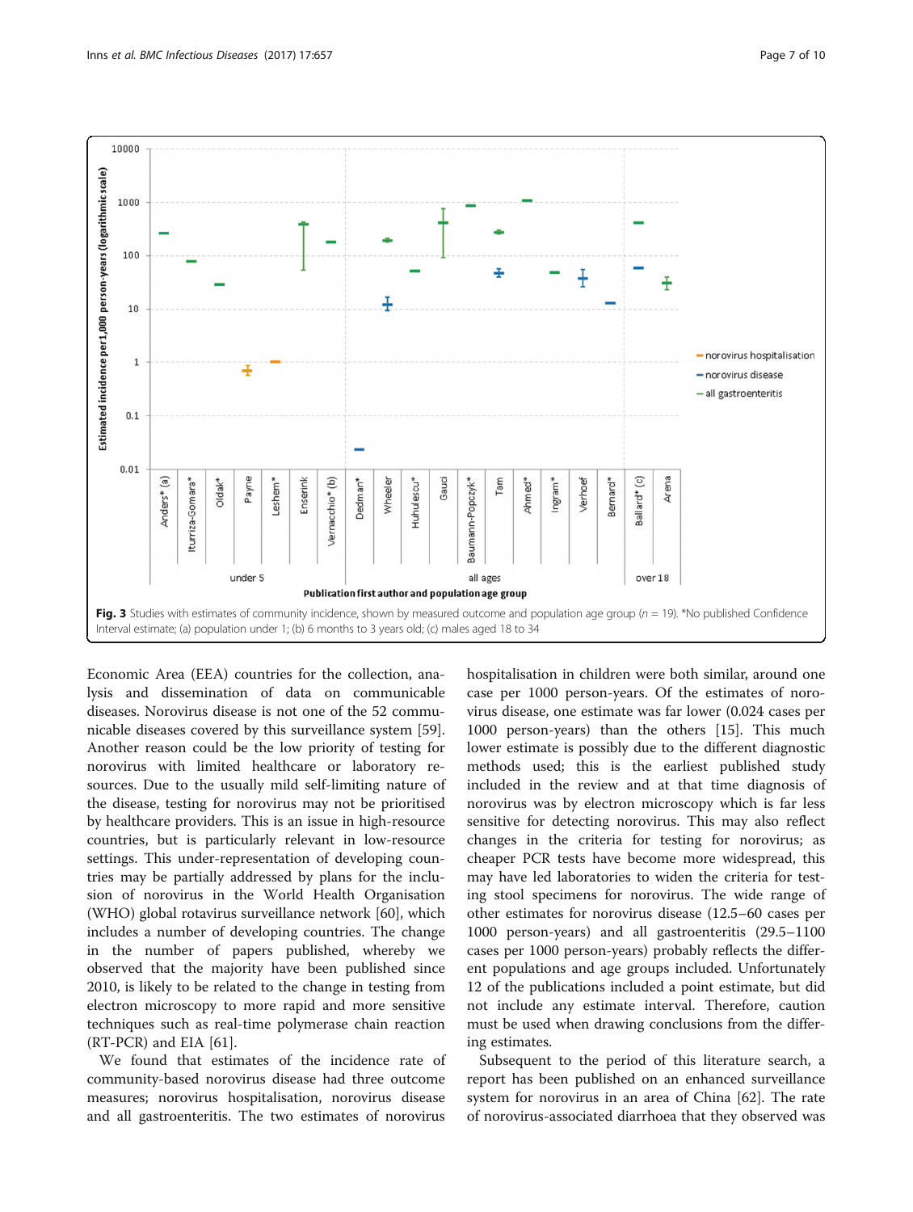**Fig. 3** Studies with estimates of community incidence, shown by measured outcome and population age group (n = 19). *No published Confidence Interval estimate; (a) population under 1; (b) 6 months to 3 years old; (c) males aged 18 to 34

Economic Area (EEA) countries for the collection, analysis and dissemination of data on communicable diseases. Norovirus disease is not one of the 52 communicable diseases covered by this surveillance system [59]. Another reason could be the low priority of testing for norovirus with limited healthcare or laboratory resources. Due to the usually mild self-limiting nature of the disease, testing for norovirus may not be prioritised by healthcare providers. This is an issue in high-resource countries, but is particularly relevant in low-resource settings. This under-representation of developing countries may be partially addressed by plans for the inclusion of norovirus in the World Health Organisation (WHO) global rotavirus surveillance network [60], which includes a number of developing countries. The change in the number of papers published, whereby we observed that the majority have been published since 2010, is likely to be related to the change in testing from electron microscopy to more rapid and more sensitive techniques such as real-time polymerase chain reaction (RT-PCR) and EIA [61].

We found that estimates of the incidence rate of community-based norovirus disease had three outcome measures; norovirus hospitalisation, norovirus disease and all gastroenteritis. The two estimates of norovirus hospitalisation in children were both similar, around one case per 1000 person-years. Of the estimates of norovirus disease, one estimate was far lower (0.024 cases per 1000 person-years) than the others [15]. This much lower estimate is possibly due to the different diagnostic methods used; this is the earliest published study included in the review and at that time diagnosis of norovirus was by electron microscopy which is far less sensitive for detecting norovirus. This may also reflect changes in the criteria for testing for norovirus; as cheaper PCR tests have become more widespread, this may have led laboratories to widen the criteria for testing stool specimens for norovirus. The wide range of other estimates for norovirus disease (12.5–60 cases per 1000 person-years) and all gastroenteritis (29.5–1100 cases per 1000 person-years) probably reflects the different populations and age groups included. Unfortunately 12 of the publications included a point estimate, but did not include any estimate interval. Therefore, caution must be used when drawing conclusions from the differing estimates.

Subsequent to the period of this literature search, a report has been published on an enhanced surveillance system for norovirus in an area of China [62]. The rate of norovirus-associated diarrhoea that they observed was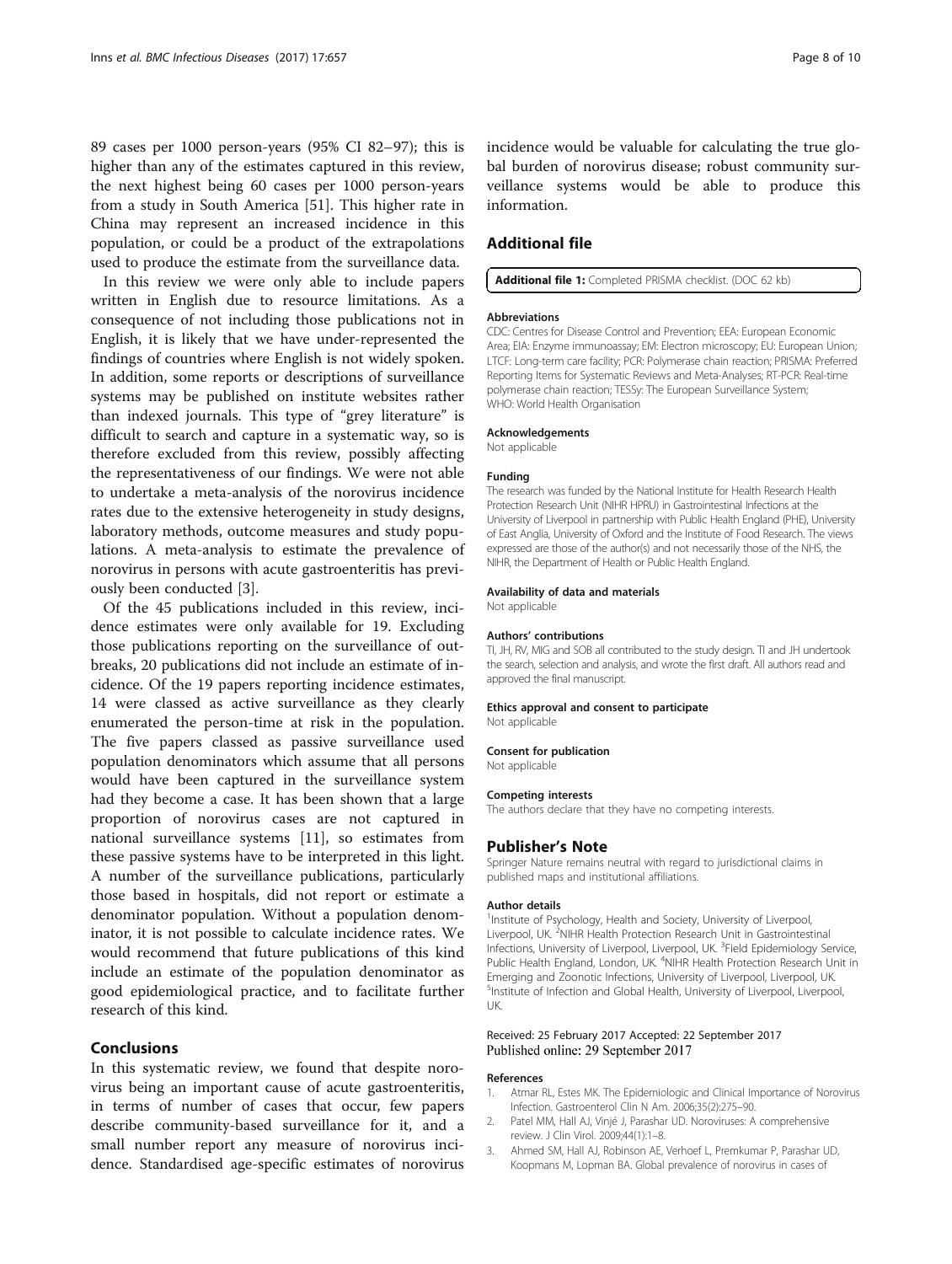89 cases per 1000 person-years (95% CI 82–97); this is higher than any of the estimates captured in this review, the next highest being 60 cases per 1000 person-years from a study in South America [51]. This higher rate in China may represent an increased incidence in this population, or could be a product of the extrapolations used to produce the estimate from the surveillance data.

In this review we were only able to include papers written in English due to resource limitations. As a consequence of not including those publications not in English, it is likely that we have under-represented the findings of countries where English is not widely spoken. In addition, some reports or descriptions of surveillance systems may be published on institute websites rather than indexed journals. This type of "grey literature" is difficult to search and capture in a systematic way, so is therefore excluded from this review, possibly affecting the representativeness of our findings. We were not able to undertake a meta-analysis of the norovirus incidence rates due to the extensive heterogeneity in study designs, laboratory methods, outcome measures and study populations. A meta-analysis to estimate the prevalence of norovirus in persons with acute gastroenteritis has previously been conducted [3].

Of the 45 publications included in this review, incidence estimates were only available for 19. Excluding those publications reporting on the surveillance of outbreaks, 20 publications did not include an estimate of incidence. Of the 19 papers reporting incidence estimates, 14 were classed as active surveillance as they clearly enumerated the person-time at risk in the population. The five papers classed as passive surveillance used population denominators which assume that all persons would have been captured in the surveillance system had they become a case. It has been shown that a large proportion of norovirus cases are not captured in national surveillance systems [11], so estimates from these passive systems have to be interpreted in this light. A number of the surveillance publications, particularly those based in hospitals, did not report or estimate a denominator population. Without a population denominator, it is not possible to calculate incidence rates. We would recommend that future publications of this kind include an estimate of the population denominator as good epidemiological practice, and to facilitate further research of this kind.

## Conclusions

In this systematic review, we found that despite norovirus being an important cause of acute gastroenteritis, in terms of number of cases that occur, few papers describe community-based surveillance for it, and a small number report any measure of norovirus incidence. Standardised age-specific estimates of norovirus incidence would be valuable for calculating the true global burden of norovirus disease; robust community surveillance systems would be able to produce this information.

## Additional file

**Additional file 1:** Completed PRISMA checklist. (DOC 62 kb)

#### Abbreviations

CDC: Centres for Disease Control and Prevention; EEA: European Economic Area; EIA: Enzyme immunoassay; EM: Electron microscopy; EU: European Union; LTCF: Long-term care facility; PCR: Polymerase chain reaction; PRISMA: Preferred Reporting Items for Systematic Reviews and Meta-Analyses; RT-PCR: Real-time polymerase chain reaction; TESSy: The European Surveillance System; WHO: World Health Organisation

#### Acknowledgements

Not applicable

#### Funding

The research was funded by the National Institute for Health Research Health Protection Research Unit (NIHR HPRU) in Gastrointestinal Infections at the University of Liverpool in partnership with Public Health England (PHE), University of East Anglia, University of Oxford and the Institute of Food Research. The views expressed are those of the author(s) and not necessarily those of the NHS, the NIHR, the Department of Health or Public Health England.

#### Availability of data and materials

Not applicable

#### Authors' contributions

TI, JH, RV, MIG and SOB all contributed to the study design. TI and JH undertook the search, selection and analysis, and wrote the first draft. All authors read and approved the final manuscript.

#### Ethics approval and consent to participate

Not applicable

#### Consent for publication

Not applicable

#### Competing interests

The authors declare that they have no competing interests.

## Publisher's Note

Springer Nature remains neutral with regard to jurisdictional claims in published maps and institutional affiliations.

#### Author details

[1]Institute of Psychology, Health and Society, University of Liverpool, Liverpool, UK. [2]NIHR Health Protection Research Unit in Gastrointestinal Infections, University of Liverpool, Liverpool, UK. [3]Field Epidemiology Service, Public Health England, London, UK. [4]NIHR Health Protection Research Unit in Emerging and Zoonotic Infections, University of Liverpool, Liverpool, UK. [5]Institute of Infection and Global Health, University of Liverpool, Liverpool, UK.

Received: 25 February 2017 Accepted: 22 September 2017
Published online: 29 September 2017

#### References

1. Atmar RL, Estes MK. The Epidemiologic and Clinical Importance of Norovirus Infection. Gastroenterol Clin N Am. 2006;35(2):275–90.
2. Patel MM, Hall AJ, Vinjé J, Parashar UD. Noroviruses: A comprehensive review. J Clin Virol. 2009;44(1):1–8.
3. Ahmed SM, Hall AJ, Robinson AE, Verhoef L, Premkumar P, Parashar UD, Koopmans M, Lopman BA. Global prevalence of norovirus in cases of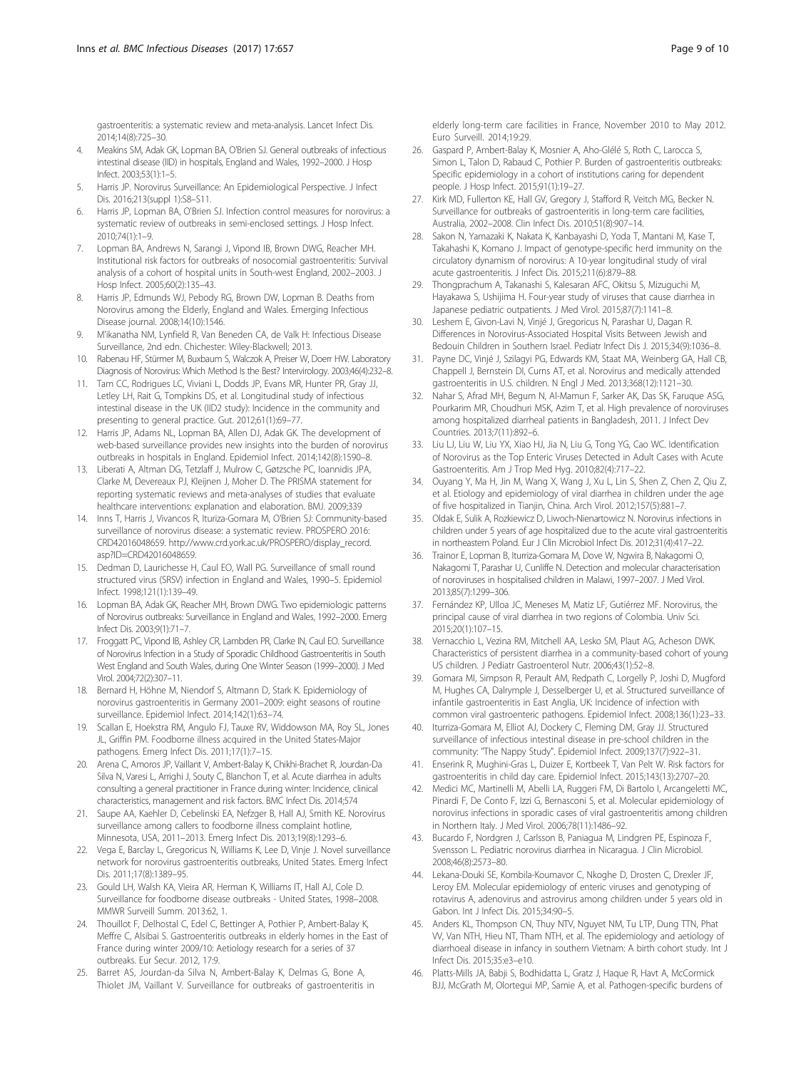gastroenteritis: a systematic review and meta-analysis. Lancet Infect Dis. 2014;14(8):725–30.

4. Meakins SM, Adak GK, Lopman BA, O'Brien SJ. General outbreaks of infectious intestinal disease (IID) in hospitals, England and Wales, 1992–2000. J Hosp Infect. 2003;53(1):1–5.
5. Harris JP. Norovirus Surveillance: An Epidemiological Perspective. J Infect Dis. 2016;213(suppl 1):S8–S11.
6. Harris JP, Lopman BA, O'Brien SJ. Infection control measures for norovirus: a systematic review of outbreaks in semi-enclosed settings. J Hosp Infect. 2010;74(1):1–9.
7. Lopman BA, Andrews N, Sarangi J, Vipond IB, Brown DWG, Reacher MH. Institutional risk factors for outbreaks of nosocomial gastroenteritis: Survival analysis of a cohort of hospital units in South-west England, 2002–2003. J Hosp Infect. 2005;60(2):135–43.
8. Harris JP, Edmunds WJ, Pebody RG, Brown DW, Lopman B. Deaths from Norovirus among the Elderly, England and Wales. Emerging Infectious Disease journal. 2008;14(10):1546.
9. M'ikanatha NM, Lynfield R, Van Beneden CA, de Valk H: Infectious Disease Surveillance, 2nd edn. Chichester: Wiley-Blackwell; 2013.
10. Rabenau HF, Stürmer M, Buxbaum S, Walczok A, Preiser W, Doerr HW. Laboratory Diagnosis of Norovirus: Which Method Is the Best? Intervirology. 2003;46(4):232–8.
11. Tam CC, Rodrigues LC, Viviani L, Dodds JP, Evans MR, Hunter PR, Gray JJ, Letley LH, Rait G, Tompkins DS, et al. Longitudinal study of infectious intestinal disease in the UK (IID2 study): Incidence in the community and presenting to general practice. Gut. 2012;61(1):69–77.
12. Harris JP, Adams NL, Lopman BA, Allen DJ, Adak GK. The development of web-based surveillance provides new insights into the burden of norovirus outbreaks in hospitals in England. Epidemiol Infect. 2014;142(8):1590–8.
13. Liberati A, Altman DG, Tetzlaff J, Mulrow C, Gøtzsche PC, Ioannidis JPA, Clarke M, Devereaux PJ, Kleijnen J, Moher D. The PRISMA statement for reporting systematic reviews and meta-analyses of studies that evaluate healthcare interventions: explanation and elaboration. BMJ. 2009;339
14. Inns T, Harris J, Vivancos R, Iturriza-Gomara M, O'Brien SJ: Community-based surveillance of norovirus disease: a systematic review. PROSPERO 2016: CRD42016048659. http://www.crd.york.ac.uk/PROSPERO/display_record.asp?ID=CRD42016048659.
15. Dedman D, Laurichesse H, Caul EO, Wall PG. Surveillance of small round structured virus (SRSV) infection in England and Wales, 1990–5. Epidemiol Infect. 1998;121(1):139–49.
16. Lopman BA, Adak GK, Reacher MH, Brown DWG. Two epidemiologic patterns of Norovirus outbreaks: Surveillance in England and Wales, 1992–2000. Emerg Infect Dis. 2003;9(1):71–7.
17. Froggatt PC, Vipond IB, Ashley CR, Lambden PR, Clarke IN, Caul EO. Surveillance of Norovirus Infection in a Study of Sporadic Childhood Gastroenteritis in South West England and South Wales, during One Winter Season (1999–2000). J Med Virol. 2004;72(2):307–11.
18. Bernard H, Höhne M, Niendorf S, Altmann D, Stark K. Epidemiology of norovirus gastroenteritis in Germany 2001–2009: eight seasons of routine surveillance. Epidemiol Infect. 2014;142(1):63–74.
19. Scallan E, Hoekstra RM, Angulo FJ, Tauxe RV, Widdowson MA, Roy SL, Jones JL, Griffin PM. Foodborne illness acquired in the United States-Major pathogens. Emerg Infect Dis. 2011;17(1):7–15.
20. Arena C, Amoros JP, Vaillant V, Ambert-Balay K, Chikhi-Brachet R, Jourdan-Da Silva N, Varesi L, Arrighi J, Souty C, Blanchon T, et al. Acute diarrhea in adults consulting a general practitioner in France during winter: Incidence, clinical characteristics, management and risk factors. BMC Infect Dis. 2014;574
21. Saupe AA, Kaehler D, Cebelinski EA, Nefzger B, Hall AJ, Smith KE. Norovirus surveillance among callers to foodborne illness complaint hotline, Minnesota, USA, 2011–2013. Emerg Infect Dis. 2013;19(8):1293–6.
22. Vega E, Barclay L, Gregoricus N, Williams K, Lee D, Vinje J. Novel surveillance network for norovirus gastroenteritis outbreaks, United States. Emerg Infect Dis. 2011;17(8):1389–95.
23. Gould LH, Walsh KA, Vieira AR, Herman K, Williams IT, Hall AJ, Cole D. Surveillance for foodborne disease outbreaks - United States, 1998–2008. MMWR Surveill Summ. 2013:62, 1.
24. Thouillot F, Delhostal C, Edel C, Bettinger A, Pothier P, Ambert-Balay K, Meffre C, Alsibai S. Gastroenteritis outbreaks in elderly homes in the East of France during winter 2009/10: Aetiology research for a series of 37 outbreaks. Eur Secur. 2012, 17:9.
25. Barret AS, Jourdan-da Silva N, Ambert-Balay K, Delmas G, Bone A, Thiolet JM, Vaillant V. Surveillance for outbreaks of gastroenteritis in elderly long-term care facilities in France, November 2010 to May 2012. Euro Surveill. 2014;19:29.
26. Gaspard P, Ambert-Balay K, Mosnier A, Aho-Glélé S, Roth C, Larocca S, Simon L, Talon D, Rabaud C, Pothier P. Burden of gastroenteritis outbreaks: Specific epidemiology in a cohort of institutions caring for dependent people. J Hosp Infect. 2015;91(1):19–27.
27. Kirk MD, Fullerton KE, Hall GV, Gregory J, Stafford R, Veitch MG, Becker N. Surveillance for outbreaks of gastroenteritis in long-term care facilities, Australia, 2002–2008. Clin Infect Dis. 2010;51(8):907–14.
28. Sakon N, Yamazaki K, Nakata K, Kanbayashi D, Yoda T, Mantani M, Kase T, Takahashi K, Komano J. Impact of genotype-specific herd immunity on the circulatory dynamism of norovirus: A 10-year longitudinal study of viral acute gastroenteritis. J Infect Dis. 2015;211(6):879–88.
29. Thongprachum A, Takanashi S, Kalesaran AFC, Okitsu S, Mizuguchi M, Hayakawa S, Ushijima H. Four-year study of viruses that cause diarrhea in Japanese pediatric outpatients. J Med Virol. 2015;87(7):1141–8.
30. Leshem E, Givon-Lavi N, Vinjé J, Gregoricus N, Parashar U, Dagan R. Differences in Norovirus-Associated Hospital Visits Between Jewish and Bedouin Children in Southern Israel. Pediatr Infect Dis J. 2015;34(9):1036–8.
31. Payne DC, Vinjé J, Szilagyi PG, Edwards KM, Staat MA, Weinberg GA, Hall CB, Chappell J, Bernstein DI, Curns AT, et al. Norovirus and medically attended gastroenteritis in U.S. children. N Engl J Med. 2013;368(12):1121–30.
32. Nahar S, Afrad MH, Begum N, Al-Mamun F, Sarker AK, Das SK, Faruque ASG, Pourkarim MR, Choudhuri MSK, Azim T, et al. High prevalence of noroviruses among hospitalized diarrheal patients in Bangladesh, 2011. J Infect Dev Countries. 2013;7(11):892–6.
33. Liu LJ, Liu W, Liu YX, Xiao HJ, Jia N, Liu G, Tong YG, Cao WC. Identification of Norovirus as the Top Enteric Viruses Detected in Adult Cases with Acute Gastroenteritis. Am J Trop Med Hyg. 2010;82(4):717–22.
34. Ouyang Y, Ma H, Jin M, Wang X, Wang J, Xu L, Lin S, Shen Z, Chen Z, Qiu Z, et al. Etiology and epidemiology of viral diarrhea in children under the age of five hospitalized in Tianjin, China. Arch Virol. 2012;157(5):881–7.
35. Oldak E, Sulik A, Rozkiewicz D, Liwoch-Nienartowicz N. Norovirus infections in children under 5 years of age hospitalized due to the acute viral gastroenteritis in northeastern Poland. Eur J Clin Microbiol Infect Dis. 2012;31(4):417–22.
36. Trainor E, Lopman B, Iturriza-Gomara M, Dove W, Ngwira B, Nakagomi O, Nakagomi T, Parashar U, Cunliffe N. Detection and molecular characterisation of noroviruses in hospitalised children in Malawi, 1997–2007. J Med Virol. 2013;85(7):1299–306.
37. Fernández KP, Ulloa JC, Meneses M, Matiz LF, Gutiérrez MF. Norovirus, the principal cause of viral diarrhea in two regions of Colombia. Univ Sci. 2015;20(1):107–15.
38. Vernacchio L, Vezina RM, Mitchell AA, Lesko SM, Plaut AG, Acheson DWK. Characteristics of persistent diarrhea in a community-based cohort of young US children. J Pediatr Gastroenterol Nutr. 2006;43(1):52–8.
39. Gomara MI, Simpson R, Perault AM, Redpath C, Lorgelly P, Joshi D, Mugford M, Hughes CA, Dalrymple J, Desselberger U, et al. Structured surveillance of infantile gastroenteritis in East Anglia, UK: Incidence of infection with common viral gastroenteric pathogens. Epidemiol Infect. 2008;136(1):23–33.
40. Iturriza-Gomara M, Elliot AJ, Dockery C, Fleming DM, Gray JJ. Structured surveillance of infectious intestinal disease in pre-school children in the community: "The Nappy Study". Epidemiol Infect. 2009;137(7):922–31.
41. Enserink R, Mughini-Gras L, Duizer E, Kortbeek T, Van Pelt W. Risk factors for gastroenteritis in child day care. Epidemiol Infect. 2015;143(13):2707–20.
42. Medici MC, Martinelli M, Abelli LA, Ruggeri FM, Di Bartolo I, Arcangeletti MC, Pinardi F, De Conto F, Izzi G, Bernasconi S, et al. Molecular epidemiology of norovirus infections in sporadic cases of viral gastroenteritis among children in Northern Italy. J Med Virol. 2006;78(11):1486–92.
43. Bucardo F, Nordgren J, Carlsson B, Paniagua M, Lindgren PE, Espinoza F, Svensson L. Pediatric norovirus diarrhea in Nicaragua. J Clin Microbiol. 2008;46(8):2573–80.
44. Lekana-Douki SE, Kombila-Koumavor C, Nkoghe D, Drosten C, Drexler JF, Leroy EM. Molecular epidemiology of enteric viruses and genotyping of rotavirus A, adenovirus and astrovirus among children under 5 years old in Gabon. Int J Infect Dis. 2015;34:90–5.
45. Anders KL, Thompson CN, Thuy NTV, Nguyet NM, Tu LTP, Dung TTN, Phat VV, Van NTH, Hieu NT, Tham NTH, et al. The epidemiology and aetiology of diarrhoeal disease in infancy in southern Vietnam: A birth cohort study. Int J Infect Dis. 2015;35:e3–e10.
46. Platts-Mills JA, Babji S, Bodhidatta L, Gratz J, Haque R, Havt A, McCormick BJJ, McGrath M, Olortegui MP, Samie A, et al. Pathogen-specific burdens of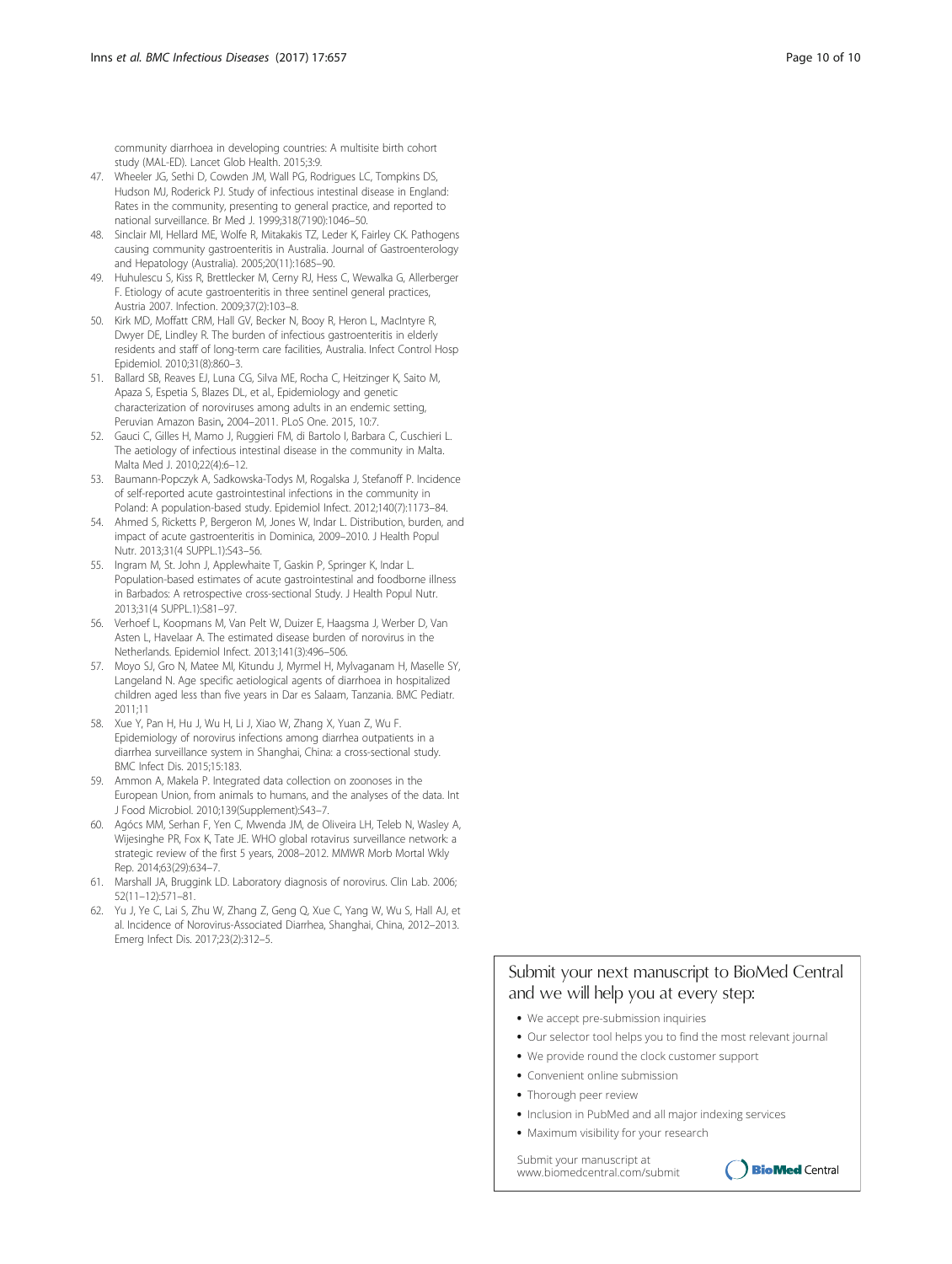community diarrhoea in developing countries: A multisite birth cohort study (MAL-ED). Lancet Glob Health. 2015;3:9.

47. Wheeler JG, Sethi D, Cowden JM, Wall PG, Rodrigues LC, Tompkins DS, Hudson MJ, Roderick PJ. Study of infectious intestinal disease in England: Rates in the community, presenting to general practice, and reported to national surveillance. Br Med J. 1999;318(7190):1046–50.
48. Sinclair MI, Hellard ME, Wolfe R, Mitakakis TZ, Leder K, Fairley CK. Pathogens causing community gastroenteritis in Australia. Journal of Gastroenterology and Hepatology (Australia). 2005;20(11):1685–90.
49. Huhulescu S, Kiss R, Brettlecker M, Cerny RJ, Hess C, Wewalka G, Allerberger F. Etiology of acute gastroenteritis in three sentinel general practices, Austria 2007. Infection. 2009;37(2):103–8.
50. Kirk MD, Moffatt CRM, Hall GV, Becker N, Booy R, Heron L, MacIntyre R, Dwyer DE, Lindley R. The burden of infectious gastroenteritis in elderly residents and staff of long-term care facilities, Australia. Infect Control Hosp Epidemiol. 2010;31(8):860–3.
51. Ballard SB, Reaves EJ, Luna CG, Silva ME, Rocha C, Heitzinger K, Saito M, Apaza S, Espetia S, Blazes DL, et al., Epidemiology and genetic characterization of noroviruses among adults in an endemic setting, Peruvian Amazon Basin, 2004–2011. PLoS One. 2015, 10:7.
52. Gauci C, Gilles H, Mamo J, Ruggieri FM, di Bartolo I, Barbara C, Cuschieri L. The aetiology of infectious intestinal disease in the community in Malta. Malta Med J. 2010;22(4):6–12.
53. Baumann-Popczyk A, Sadkowska-Todys M, Rogalska J, Stefanoff P. Incidence of self-reported acute gastrointestinal infections in the community in Poland: A population-based study. Epidemiol Infect. 2012;140(7):1173–84.
54. Ahmed S, Ricketts P, Bergeron M, Jones W, Indar L. Distribution, burden, and impact of acute gastroenteritis in Dominica, 2009–2010. J Health Popul Nutr. 2013;31(4 SUPPL.1):S43–56.
55. Ingram M, St. John J, Applewhaite T, Gaskin P, Springer K, Indar L. Population-based estimates of acute gastrointestinal and foodborne illness in Barbados: A retrospective cross-sectional Study. J Health Popul Nutr. 2013;31(4 SUPPL.1):S81–97.
56. Verhoef L, Koopmans M, Van Pelt W, Duizer E, Haagsma J, Werber D, Van Asten L, Havelaar A. The estimated disease burden of norovirus in the Netherlands. Epidemiol Infect. 2013;141(3):496–506.
57. Moyo SJ, Gro N, Matee MI, Kitundu J, Myrmel H, Mylvaganam H, Maselle SY, Langeland N. Age specific aetiological agents of diarrhoea in hospitalized children aged less than five years in Dar es Salaam, Tanzania. BMC Pediatr. 2011;11
58. Xue Y, Pan H, Hu J, Wu H, Li J, Xiao W, Zhang X, Yuan Z, Wu F. Epidemiology of norovirus infections among diarrhea outpatients in a diarrhea surveillance system in Shanghai, China: a cross-sectional study. BMC Infect Dis. 2015;15:183.
59. Ammon A, Makela P. Integrated data collection on zoonoses in the European Union, from animals to humans, and the analyses of the data. Int J Food Microbiol. 2010;139(Supplement):S43–7.
60. Agócs MM, Serhan F, Yen C, Mwenda JM, de Oliveira LH, Teleb N, Wasley A, Wijesinghe PR, Fox K, Tate JE. WHO global rotavirus surveillance network: a strategic review of the first 5 years, 2008–2012. MMWR Morb Mortal Wkly Rep. 2014;63(29):634–7.
61. Marshall JA, Bruggink LD. Laboratory diagnosis of norovirus. Clin Lab. 2006; 52(11–12):571–81.
62. Yu J, Ye C, Lai S, Zhu W, Zhang Z, Geng Q, Xue C, Yang W, Wu S, Hall AJ, et al. Incidence of Norovirus-Associated Diarrhea, Shanghai, China, 2012–2013. Emerg Infect Dis. 2017;23(2):312–5.

Submit your next manuscript to BioMed Central and we will help you at every step:

- We accept pre-submission inquiries
- Our selector tool helps you to find the most relevant journal
- We provide round the clock customer support
- Convenient online submission
- Thorough peer review
- Inclusion in PubMed and all major indexing services
- Maximum visibility for your research

Submit your manuscript at
www.biomedcentral.com/submit

BioMed Central